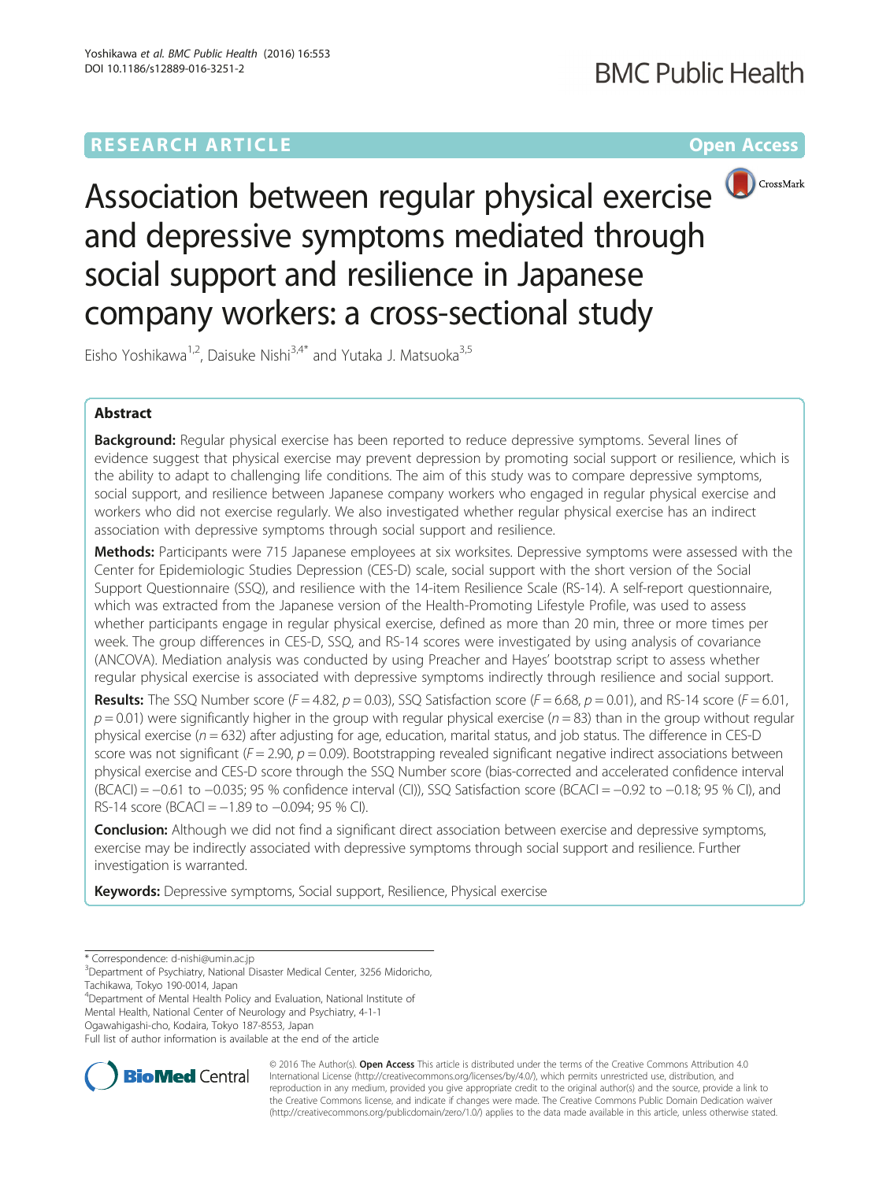RESEARCH ARTICLE

Open Access

# Association between regular physical exercise and depressive symptoms mediated through social support and resilience in Japanese company workers: a cross-sectional study

Eisho Yoshikawa[1,2], Daisuke Nishi[3,4*] and Yutaka J. Matsuoka[3,5]

## Abstract

**Background:** Regular physical exercise has been reported to reduce depressive symptoms. Several lines of evidence suggest that physical exercise may prevent depression by promoting social support or resilience, which is the ability to adapt to challenging life conditions. The aim of this study was to compare depressive symptoms, social support, and resilience between Japanese company workers who engaged in regular physical exercise and workers who did not exercise regularly. We also investigated whether regular physical exercise has an indirect association with depressive symptoms through social support and resilience.

**Methods:** Participants were 715 Japanese employees at six worksites. Depressive symptoms were assessed with the Center for Epidemiologic Studies Depression (CES-D) scale, social support with the short version of the Social Support Questionnaire (SSQ), and resilience with the 14-item Resilience Scale (RS-14). A self-report questionnaire, which was extracted from the Japanese version of the Health-Promoting Lifestyle Profile, was used to assess whether participants engage in regular physical exercise, defined as more than 20 min, three or more times per week. The group differences in CES-D, SSQ, and RS-14 scores were investigated by using analysis of covariance (ANCOVA). Mediation analysis was conducted by using Preacher and Hayes' bootstrap script to assess whether regular physical exercise is associated with depressive symptoms indirectly through resilience and social support.

**Results:** The SSQ Number score ($F = 4.82$, $p = 0.03$), SSQ Satisfaction score ($F = 6.68$, $p = 0.01$), and RS-14 score ($F = 6.01$, $p = 0.01$) were significantly higher in the group with regular physical exercise ($n = 83$) than in the group without regular physical exercise ($n = 632$) after adjusting for age, education, marital status, and job status. The difference in CES-D score was not significant ($F = 2.90$, $p = 0.09$). Bootstrapping revealed significant negative indirect associations between physical exercise and CES-D score through the SSQ Number score (bias-corrected and accelerated confidence interval (BCACI) = −0.61 to −0.035; 95 % confidence interval (CI)), SSQ Satisfaction score (BCACI = −0.92 to −0.18; 95 % CI), and RS-14 score (BCACI = −1.89 to −0.094; 95 % CI).

**Conclusion:** Although we did not find a significant direct association between exercise and depressive symptoms, exercise may be indirectly associated with depressive symptoms through social support and resilience. Further investigation is warranted.

**Keywords:** Depressive symptoms, Social support, Resilience, Physical exercise

\* Correspondence: d-nishi@umin.ac.jp
[3]Department of Psychiatry, National Disaster Medical Center, 3256 Midoricho, Tachikawa, Tokyo 190-0014, Japan
[4]Department of Mental Health Policy and Evaluation, National Institute of Mental Health, National Center of Neurology and Psychiatry, 4-1-1 Ogawahigashi-cho, Kodaira, Tokyo 187-8553, Japan
Full list of author information is available at the end of the article

© 2016 The Author(s). **Open Access** This article is distributed under the terms of the Creative Commons Attribution 4.0 International License (http://creativecommons.org/licenses/by/4.0/), which permits unrestricted use, distribution, and reproduction in any medium, provided you give appropriate credit to the original author(s) and the source, provide a link to the Creative Commons license, and indicate if changes were made. The Creative Commons Public Domain Dedication waiver (http://creativecommons.org/publicdomain/zero/1.0/) applies to the data made available in this article, unless otherwise stated.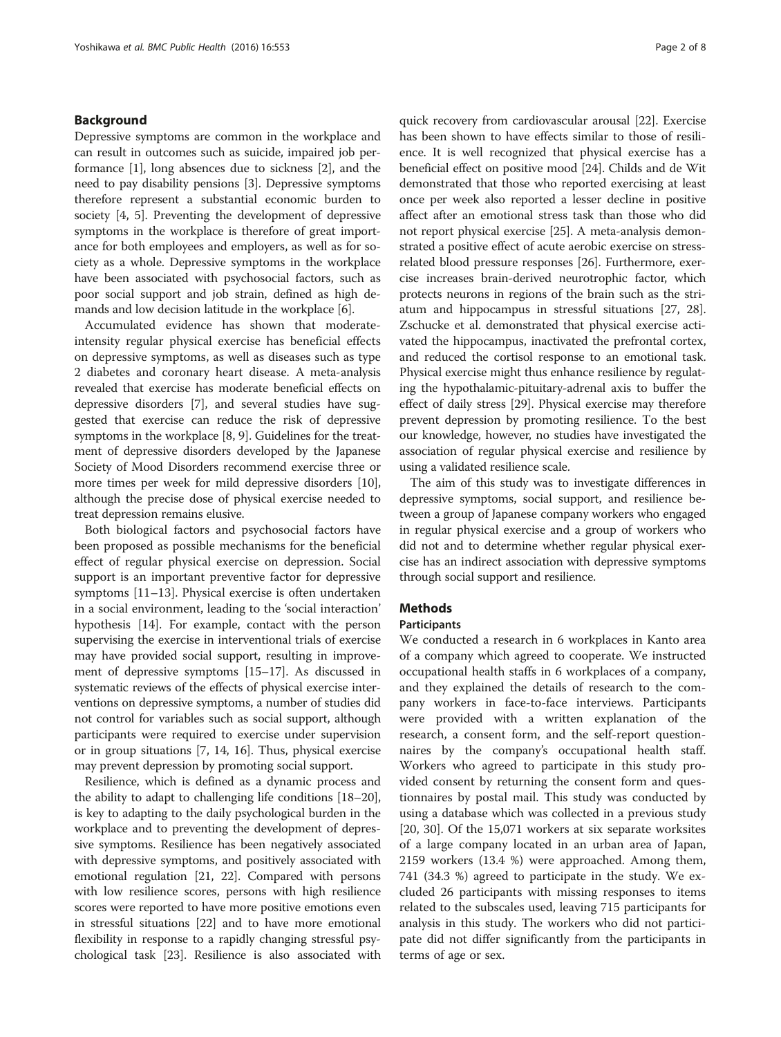## Background

Depressive symptoms are common in the workplace and can result in outcomes such as suicide, impaired job performance [1], long absences due to sickness [2], and the need to pay disability pensions [3]. Depressive symptoms therefore represent a substantial economic burden to society [4, 5]. Preventing the development of depressive symptoms in the workplace is therefore of great importance for both employees and employers, as well as for society as a whole. Depressive symptoms in the workplace have been associated with psychosocial factors, such as poor social support and job strain, defined as high demands and low decision latitude in the workplace [6].

Accumulated evidence has shown that moderate-intensity regular physical exercise has beneficial effects on depressive symptoms, as well as diseases such as type 2 diabetes and coronary heart disease. A meta-analysis revealed that exercise has moderate beneficial effects on depressive disorders [7], and several studies have suggested that exercise can reduce the risk of depressive symptoms in the workplace [8, 9]. Guidelines for the treatment of depressive disorders developed by the Japanese Society of Mood Disorders recommend exercise three or more times per week for mild depressive disorders [10], although the precise dose of physical exercise needed to treat depression remains elusive.

Both biological factors and psychosocial factors have been proposed as possible mechanisms for the beneficial effect of regular physical exercise on depression. Social support is an important preventive factor for depressive symptoms [11–13]. Physical exercise is often undertaken in a social environment, leading to the 'social interaction' hypothesis [14]. For example, contact with the person supervising the exercise in interventional trials of exercise may have provided social support, resulting in improvement of depressive symptoms [15–17]. As discussed in systematic reviews of the effects of physical exercise interventions on depressive symptoms, a number of studies did not control for variables such as social support, although participants were required to exercise under supervision or in group situations [7, 14, 16]. Thus, physical exercise may prevent depression by promoting social support.

Resilience, which is defined as a dynamic process and the ability to adapt to challenging life conditions [18–20], is key to adapting to the daily psychological burden in the workplace and to preventing the development of depressive symptoms. Resilience has been negatively associated with depressive symptoms, and positively associated with emotional regulation [21, 22]. Compared with persons with low resilience scores, persons with high resilience scores were reported to have more positive emotions even in stressful situations [22] and to have more emotional flexibility in response to a rapidly changing stressful psychological task [23]. Resilience is also associated with quick recovery from cardiovascular arousal [22]. Exercise has been shown to have effects similar to those of resilience. It is well recognized that physical exercise has a beneficial effect on positive mood [24]. Childs and de Wit demonstrated that those who reported exercising at least once per week also reported a lesser decline in positive affect after an emotional stress task than those who did not report physical exercise [25]. A meta-analysis demonstrated a positive effect of acute aerobic exercise on stress-related blood pressure responses [26]. Furthermore, exercise increases brain-derived neurotrophic factor, which protects neurons in regions of the brain such as the striatum and hippocampus in stressful situations [27, 28]. Zschucke et al. demonstrated that physical exercise activated the hippocampus, inactivated the prefrontal cortex, and reduced the cortisol response to an emotional task. Physical exercise might thus enhance resilience by regulating the hypothalamic-pituitary-adrenal axis to buffer the effect of daily stress [29]. Physical exercise may therefore prevent depression by promoting resilience. To the best our knowledge, however, no studies have investigated the association of regular physical exercise and resilience by using a validated resilience scale.

The aim of this study was to investigate differences in depressive symptoms, social support, and resilience between a group of Japanese company workers who engaged in regular physical exercise and a group of workers who did not and to determine whether regular physical exercise has an indirect association with depressive symptoms through social support and resilience.

## Methods

### Participants

We conducted a research in 6 workplaces in Kanto area of a company which agreed to cooperate. We instructed occupational health staffs in 6 workplaces of a company, and they explained the details of research to the company workers in face-to-face interviews. Participants were provided with a written explanation of the research, a consent form, and the self-report questionnaires by the company's occupational health staff. Workers who agreed to participate in this study provided consent by returning the consent form and questionnaires by postal mail. This study was conducted by using a database which was collected in a previous study [20, 30]. Of the 15,071 workers at six separate worksites of a large company located in an urban area of Japan, 2159 workers (13.4 %) were approached. Among them, 741 (34.3 %) agreed to participate in the study. We excluded 26 participants with missing responses to items related to the subscales used, leaving 715 participants for analysis in this study. The workers who did not participate did not differ significantly from the participants in terms of age or sex.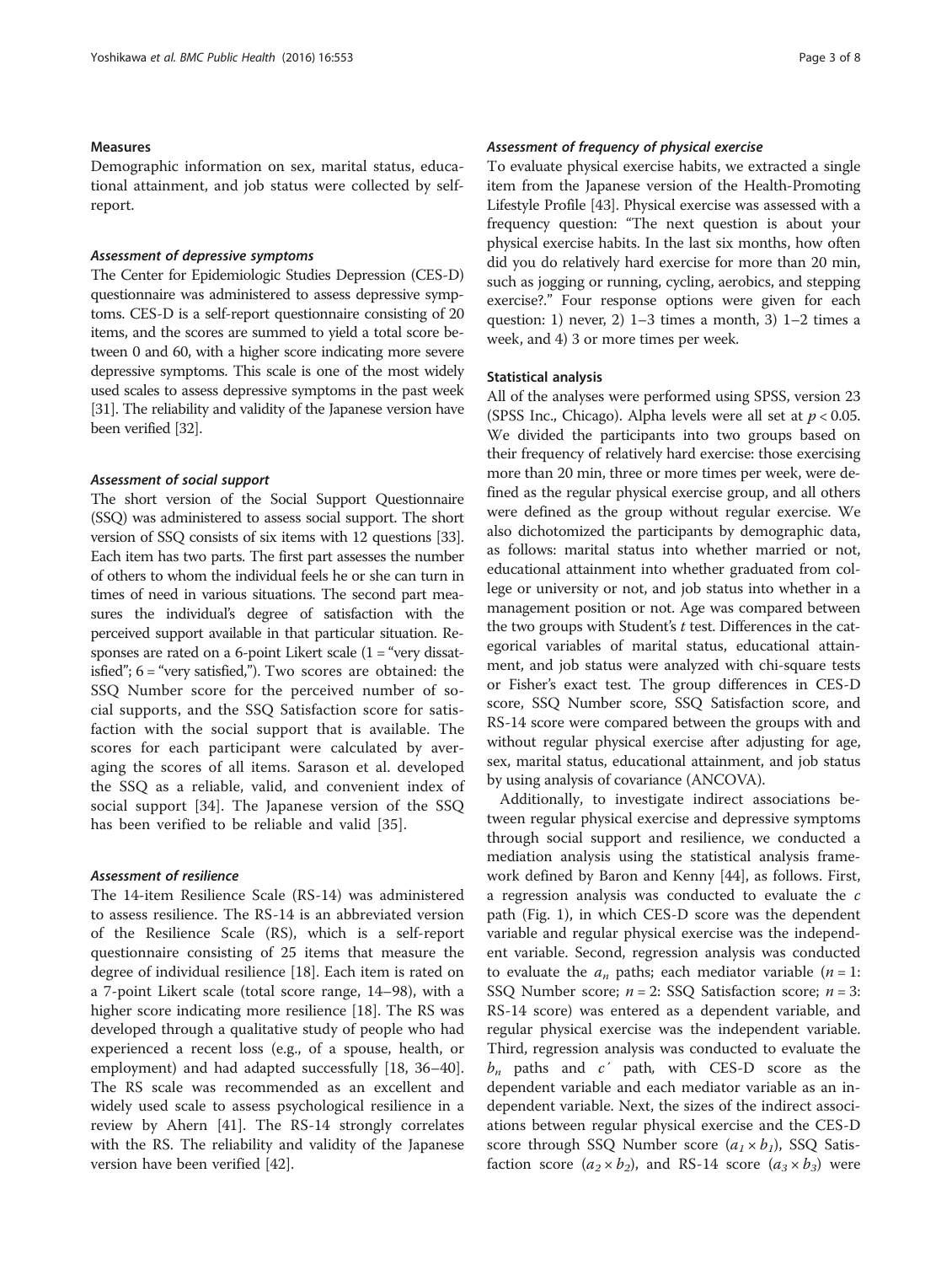## Measures

Demographic information on sex, marital status, educational attainment, and job status were collected by self-report.

### Assessment of depressive symptoms

The Center for Epidemiologic Studies Depression (CES-D) questionnaire was administered to assess depressive symptoms. CES-D is a self-report questionnaire consisting of 20 items, and the scores are summed to yield a total score between 0 and 60, with a higher score indicating more severe depressive symptoms. This scale is one of the most widely used scales to assess depressive symptoms in the past week [31]. The reliability and validity of the Japanese version have been verified [32].

### Assessment of social support

The short version of the Social Support Questionnaire (SSQ) was administered to assess social support. The short version of SSQ consists of six items with 12 questions [33]. Each item has two parts. The first part assesses the number of others to whom the individual feels he or she can turn in times of need in various situations. The second part measures the individual's degree of satisfaction with the perceived support available in that particular situation. Responses are rated on a 6-point Likert scale (1 = "very dissatisfied"; 6 = "very satisfied,"). Two scores are obtained: the SSQ Number score for the perceived number of social supports, and the SSQ Satisfaction score for satisfaction with the social support that is available. The scores for each participant were calculated by averaging the scores of all items. Sarason et al. developed the SSQ as a reliable, valid, and convenient index of social support [34]. The Japanese version of the SSQ has been verified to be reliable and valid [35].

### Assessment of resilience

The 14-item Resilience Scale (RS-14) was administered to assess resilience. The RS-14 is an abbreviated version of the Resilience Scale (RS), which is a self-report questionnaire consisting of 25 items that measure the degree of individual resilience [18]. Each item is rated on a 7-point Likert scale (total score range, 14–98), with a higher score indicating more resilience [18]. The RS was developed through a qualitative study of people who had experienced a recent loss (e.g., of a spouse, health, or employment) and had adapted successfully [18, 36–40]. The RS scale was recommended as an excellent and widely used scale to assess psychological resilience in a review by Ahern [41]. The RS-14 strongly correlates with the RS. The reliability and validity of the Japanese version have been verified [42].

### Assessment of frequency of physical exercise

To evaluate physical exercise habits, we extracted a single item from the Japanese version of the Health-Promoting Lifestyle Profile [43]. Physical exercise was assessed with a frequency question: "The next question is about your physical exercise habits. In the last six months, how often did you do relatively hard exercise for more than 20 min, such as jogging or running, cycling, aerobics, and stepping exercise?." Four response options were given for each question: 1) never, 2) 1–3 times a month, 3) 1–2 times a week, and 4) 3 or more times per week.

## Statistical analysis

All of the analyses were performed using SPSS, version 23 (SPSS Inc., Chicago). Alpha levels were all set at $p < 0.05$. We divided the participants into two groups based on their frequency of relatively hard exercise: those exercising more than 20 min, three or more times per week, were defined as the regular physical exercise group, and all others were defined as the group without regular exercise. We also dichotomized the participants by demographic data, as follows: marital status into whether married or not, educational attainment into whether graduated from college or university or not, and job status into whether in a management position or not. Age was compared between the two groups with Student's *t* test. Differences in the categorical variables of marital status, educational attainment, and job status were analyzed with chi-square tests or Fisher's exact test. The group differences in CES-D score, SSQ Number score, SSQ Satisfaction score, and RS-14 score were compared between the groups with and without regular physical exercise after adjusting for age, sex, marital status, educational attainment, and job status by using analysis of covariance (ANCOVA).

Additionally, to investigate indirect associations between regular physical exercise and depressive symptoms through social support and resilience, we conducted a mediation analysis using the statistical analysis framework defined by Baron and Kenny [44], as follows. First, a regression analysis was conducted to evaluate the $c$ path (Fig. 1), in which CES-D score was the dependent variable and regular physical exercise was the independent variable. Second, regression analysis was conducted to evaluate the $a_n$ paths; each mediator variable ($n = 1$: SSQ Number score; $n = 2$: SSQ Satisfaction score; $n = 3$: RS-14 score) was entered as a dependent variable, and regular physical exercise was the independent variable. Third, regression analysis was conducted to evaluate the $b_n$ paths and $c'$ path, with CES-D score as the dependent variable and each mediator variable as an independent variable. Next, the sizes of the indirect associations between regular physical exercise and the CES-D score through SSQ Number score ($a_1 \times b_1$), SSQ Satisfaction score ($a_2 \times b_2$), and RS-14 score ($a_3 \times b_3$) were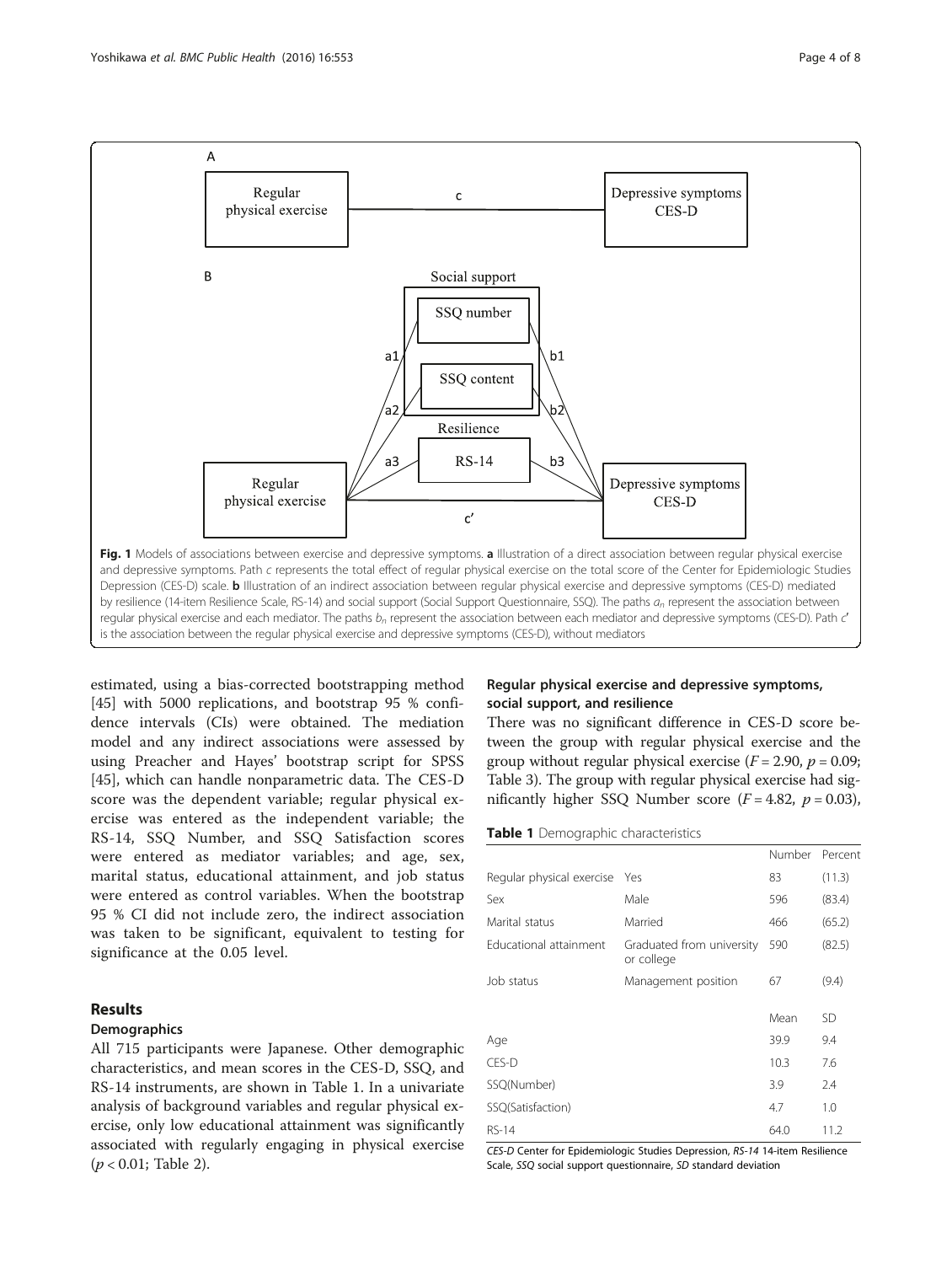Fig. 1 Models of associations between exercise and depressive symptoms. **a** Illustration of a direct association between regular physical exercise and depressive symptoms. Path *c* represents the total effect of regular physical exercise on the total score of the Center for Epidemiologic Studies Depression (CES-D) scale. **b** Illustration of an indirect association between regular physical exercise and depressive symptoms (CES-D) mediated by resilience (14-item Resilience Scale, RS-14) and social support (Social Support Questionnaire, SSQ). The paths $a_n$ represent the association between regular physical exercise and each mediator. The paths $b_n$ represent the association between each mediator and depressive symptoms (CES-D). Path $c'$ is the association between the regular physical exercise and depressive symptoms (CES-D), without mediators

estimated, using a bias-corrected bootstrapping method [45] with 5000 replications, and bootstrap 95 % confidence intervals (CIs) were obtained. The mediation model and any indirect associations were assessed by using Preacher and Hayes' bootstrap script for SPSS [45], which can handle nonparametric data. The CES-D score was the dependent variable; regular physical exercise was entered as the independent variable; the RS-14, SSQ Number, and SSQ Satisfaction scores were entered as mediator variables; and age, sex, marital status, educational attainment, and job status were entered as control variables. When the bootstrap 95 % CI did not include zero, the indirect association was taken to be significant, equivalent to testing for significance at the 0.05 level.

## Results

### Demographics

All 715 participants were Japanese. Other demographic characteristics, and mean scores in the CES-D, SSQ, and RS-14 instruments, are shown in Table 1. In a univariate analysis of background variables and regular physical exercise, only low educational attainment was significantly associated with regularly engaging in physical exercise ($p < 0.01$; Table 2).

### Regular physical exercise and depressive symptoms, social support, and resilience

There was no significant difference in CES-D score between the group with regular physical exercise and the group without regular physical exercise ($F = 2.90$, $p = 0.09$; Table 3). The group with regular physical exercise had significantly higher SSQ Number score ($F = 4.82$, $p = 0.03$),

**Table 1** Demographic characteristics

| | | Number | Percent |
|---|---|---|---|
| Regular physical exercise | Yes | 83 | (11.3) |
| Sex | Male | 596 | (83.4) |
| Marital status | Married | 466 | (65.2) |
| Educational attainment | Graduated from university or college | 590 | (82.5) |
| Job status | Management position | 67 | (9.4) |
| | | Mean | SD |
| Age | | 39.9 | 9.4 |
| CES-D | | 10.3 | 7.6 |
| SSQ(Number) | | 3.9 | 2.4 |
| SSQ(Satisfaction) | | 4.7 | 1.0 |
| RS-14 | | 64.0 | 11.2 |

*CES-D* Center for Epidemiologic Studies Depression, *RS-14* 14-item Resilience Scale, *SSQ* social support questionnaire, *SD* standard deviation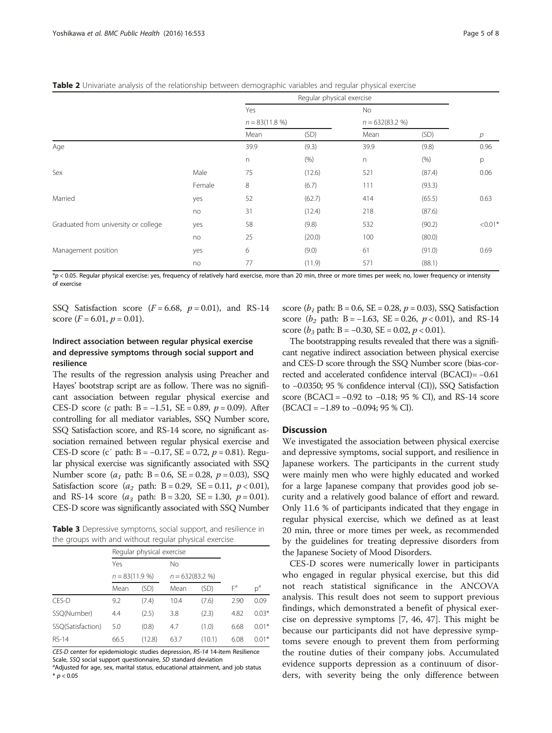**Table 2** Univariate analysis of the relationship between demographic variables and regular physical exercise

| | | Regular physical exercise | | | | |
|---|---|---|---|---|---|---|
| | | Yes | | No | | |
| | | $n = 83(11.8\ \%)$ | | $n = 632(83.2\ \%)$ | | |
| | | Mean | (SD) | Mean | (SD) | *p* |
| Age | | 39.9 | (9.3) | 39.9 | (9.8) | 0.96 |
| | | n | (%) | n | (%) | p |
| Sex | Male | 75 | (12.6) | 521 | (87.4) | 0.06 |
| | Female | 8 | (6.7) | 111 | (93.3) | |
| Married | yes | 52 | (62.7) | 414 | (65.5) | 0.63 |
| | no | 31 | (12.4) | 218 | (87.6) | |
| Graduated from university or college | yes | 58 | (9.8) | 532 | (90.2) | <0.01* |
| | no | 25 | (20.0) | 100 | (80.0) | |
| Management position | yes | 6 | (9.0) | 61 | (91.0) | 0.69 |
| | no | 77 | (11.9) | 571 | (88.1) | |

*$p < 0.05$. Regular physical exercise: yes, frequency of relatively hard exercise, more than 20 min, three or more times per week; no, lower frequency or intensity of exercise

SSQ Satisfaction score ($F = 6.68$, $p = 0.01$), and RS-14 score ($F = 6.01$, $p = 0.01$).

### Indirect association between regular physical exercise and depressive symptoms through social support and resilience

The results of the regression analysis using Preacher and Hayes' bootstrap script are as follow. There was no significant association between regular physical exercise and CES-D score (*c* path: B = −1.51, SE = 0.89, $p = 0.09$). After controlling for all mediator variables, SSQ Number score, SSQ Satisfaction score, and RS-14 score, no significant association remained between regular physical exercise and CES-D score (c′ path: B = −0.17, SE = 0.72, $p = 0.81$). Regular physical exercise was significantly associated with SSQ Number score ($a_1$ path: B = 0.6, SE = 0.28, $p = 0.03$), SSQ Satisfaction score ($a_2$ path: B = 0.29, SE = 0.11, $p < 0.01$), and RS-14 score ($a_3$ path: B = 3.20, SE = 1.30, $p = 0.01$). CES-D score was significantly associated with SSQ Number score ($b_1$ path: B = 0.6, SE = 0.28, $p = 0.03$), SSQ Satisfaction score ($b_2$ path: B = −1.63, SE = 0.26, $p < 0.01$), and RS-14 score ($b_3$ path: B = −0.30, SE = 0.02, $p < 0.01$).

The bootstrapping results revealed that there was a significant negative indirect association between physical exercise and CES-D score through the SSQ Number score (bias-corrected and accelerated confidence interval (BCACI)= −0.61 to −0.0350; 95 % confidence interval (CI)), SSQ Satisfaction score (BCACI = −0.92 to −0.18; 95 % CI), and RS-14 score (BCACI = −1.89 to −0.094; 95 % CI).

**Table 3** Depressive symptoms, social support, and resilience in the groups with and without regular physical exercise

| | Regular physical exercise | | | | | |
|---|---|---|---|---|---|---|
| | Yes | | No | | | |
| | $n = 83(11.9\ \%)$ | | $n = 632(83.2\ \%)$ | | | |
| | Mean | (SD) | Mean | (SD) | F[a] | p[a] |
| CES-D | 9.2 | (7.4) | 10.4 | (7.6) | 2.90 | 0.09 |
| SSQ(Number) | 4.4 | (2.5) | 3.8 | (2.3) | 4.82 | 0.03* |
| SSQ(Satisfaction) | 5.0 | (0.8) | 4.7 | (1.0) | 6.68 | 0.01* |
| RS-14 | 66.5 | (12.8) | 63.7 | (10.1) | 6.08 | 0.01* |

*CES-D* center for epidemiologic studies depression, *RS-14* 14-item Resilience Scale, *SSQ* social support questionnaire, *SD* standard deviation
[a]Adjusted for age, sex, marital status, educational attainment, and job status
* $p < 0.05$

## Discussion

We investigated the association between physical exercise and depressive symptoms, social support, and resilience in Japanese workers. The participants in the current study were mainly men who were highly educated and worked for a large Japanese company that provides good job security and a relatively good balance of effort and reward. Only 11.6 % of participants indicated that they engage in regular physical exercise, which we defined as at least 20 min, three or more times per week, as recommended by the guidelines for treating depressive disorders from the Japanese Society of Mood Disorders.

CES-D scores were numerically lower in participants who engaged in regular physical exercise, but this did not reach statistical significance in the ANCOVA analysis. This result does not seem to support previous findings, which demonstrated a benefit of physical exercise on depressive symptoms [7, 46, 47]. This might be because our participants did not have depressive symptoms severe enough to prevent them from performing the routine duties of their company jobs. Accumulated evidence supports depression as a continuum of disorders, with severity being the only difference between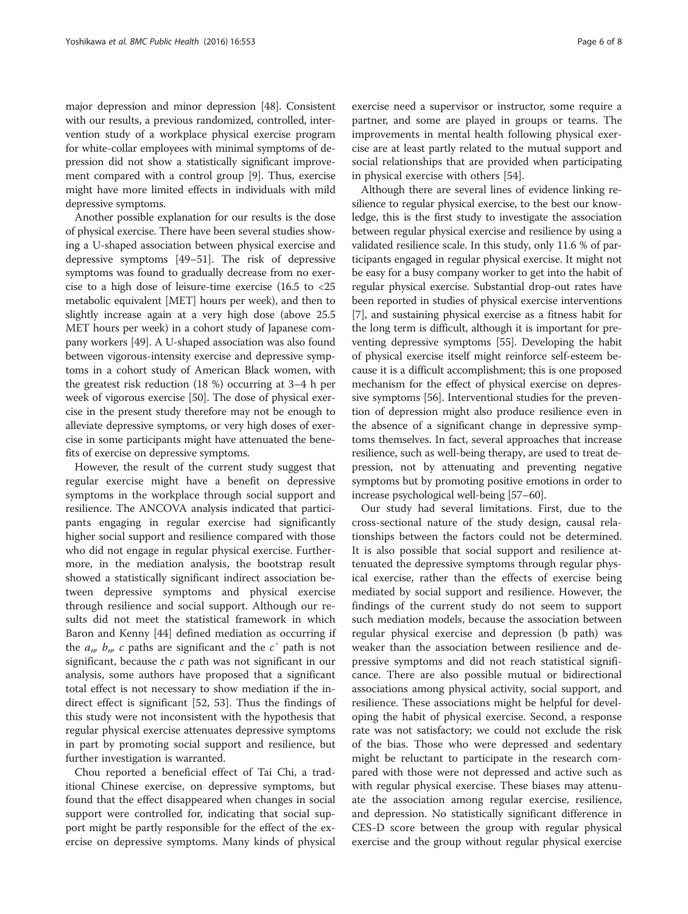major depression and minor depression [48]. Consistent with our results, a previous randomized, controlled, intervention study of a workplace physical exercise program for white-collar employees with minimal symptoms of depression did not show a statistically significant improvement compared with a control group [9]. Thus, exercise might have more limited effects in individuals with mild depressive symptoms.

Another possible explanation for our results is the dose of physical exercise. There have been several studies showing a U-shaped association between physical exercise and depressive symptoms [49–51]. The risk of depressive symptoms was found to gradually decrease from no exercise to a high dose of leisure-time exercise (16.5 to <25 metabolic equivalent [MET] hours per week), and then to slightly increase again at a very high dose (above 25.5 MET hours per week) in a cohort study of Japanese company workers [49]. A U-shaped association was also found between vigorous-intensity exercise and depressive symptoms in a cohort study of American Black women, with the greatest risk reduction (18 %) occurring at 3–4 h per week of vigorous exercise [50]. The dose of physical exercise in the present study therefore may not be enough to alleviate depressive symptoms, or very high doses of exercise in some participants might have attenuated the benefits of exercise on depressive symptoms.

However, the result of the current study suggest that regular exercise might have a benefit on depressive symptoms in the workplace through social support and resilience. The ANCOVA analysis indicated that participants engaging in regular exercise had significantly higher social support and resilience compared with those who did not engage in regular physical exercise. Furthermore, in the mediation analysis, the bootstrap result showed a statistically significant indirect association between depressive symptoms and physical exercise through resilience and social support. Although our results did not meet the statistical framework in which Baron and Kenny [44] defined mediation as occurring if the $a_n$, $b_n$, $c$ paths are significant and the $c'$ path is not significant, because the $c$ path was not significant in our analysis, some authors have proposed that a significant total effect is not necessary to show mediation if the indirect effect is significant [52, 53]. Thus the findings of this study were not inconsistent with the hypothesis that regular physical exercise attenuates depressive symptoms in part by promoting social support and resilience, but further investigation is warranted.

Chou reported a beneficial effect of Tai Chi, a traditional Chinese exercise, on depressive symptoms, but found that the effect disappeared when changes in social support were controlled for, indicating that social support might be partly responsible for the effect of the exercise on depressive symptoms. Many kinds of physical exercise need a supervisor or instructor, some require a partner, and some are played in groups or teams. The improvements in mental health following physical exercise are at least partly related to the mutual support and social relationships that are provided when participating in physical exercise with others [54].

Although there are several lines of evidence linking resilience to regular physical exercise, to the best our knowledge, this is the first study to investigate the association between regular physical exercise and resilience by using a validated resilience scale. In this study, only 11.6 % of participants engaged in regular physical exercise. It might not be easy for a busy company worker to get into the habit of regular physical exercise. Substantial drop-out rates have been reported in studies of physical exercise interventions [7], and sustaining physical exercise as a fitness habit for the long term is difficult, although it is important for preventing depressive symptoms [55]. Developing the habit of physical exercise itself might reinforce self-esteem because it is a difficult accomplishment; this is one proposed mechanism for the effect of physical exercise on depressive symptoms [56]. Interventional studies for the prevention of depression might also produce resilience even in the absence of a significant change in depressive symptoms themselves. In fact, several approaches that increase resilience, such as well-being therapy, are used to treat depression, not by attenuating and preventing negative symptoms but by promoting positive emotions in order to increase psychological well-being [57–60].

Our study had several limitations. First, due to the cross-sectional nature of the study design, causal relationships between the factors could not be determined. It is also possible that social support and resilience attenuated the depressive symptoms through regular physical exercise, rather than the effects of exercise being mediated by social support and resilience. However, the findings of the current study do not seem to support such mediation models, because the association between regular physical exercise and depression (b path) was weaker than the association between resilience and depressive symptoms and did not reach statistical significance. There are also possible mutual or bidirectional associations among physical activity, social support, and resilience. These associations might be helpful for developing the habit of physical exercise. Second, a response rate was not satisfactory; we could not exclude the risk of the bias. Those who were depressed and sedentary might be reluctant to participate in the research compared with those were not depressed and active such as with regular physical exercise. These biases may attenuate the association among regular exercise, resilience, and depression. No statistically significant difference in CES-D score between the group with regular physical exercise and the group without regular physical exercise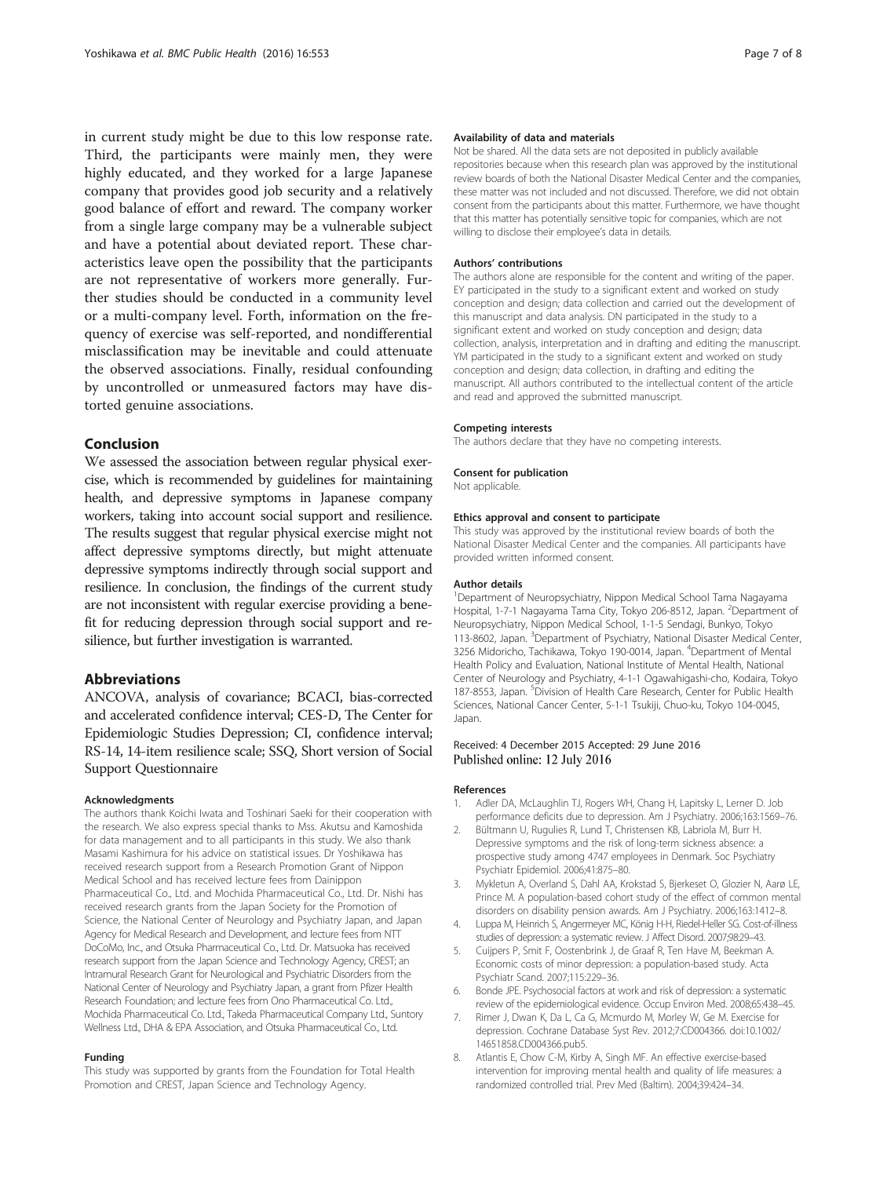in current study might be due to this low response rate. Third, the participants were mainly men, they were highly educated, and they worked for a large Japanese company that provides good job security and a relatively good balance of effort and reward. The company worker from a single large company may be a vulnerable subject and have a potential about deviated report. These characteristics leave open the possibility that the participants are not representative of workers more generally. Further studies should be conducted in a community level or a multi-company level. Forth, information on the frequency of exercise was self-reported, and nondifferential misclassification may be inevitable and could attenuate the observed associations. Finally, residual confounding by uncontrolled or unmeasured factors may have distorted genuine associations.

## Conclusion

We assessed the association between regular physical exercise, which is recommended by guidelines for maintaining health, and depressive symptoms in Japanese company workers, taking into account social support and resilience. The results suggest that regular physical exercise might not affect depressive symptoms directly, but might attenuate depressive symptoms indirectly through social support and resilience. In conclusion, the findings of the current study are not inconsistent with regular exercise providing a benefit for reducing depression through social support and resilience, but further investigation is warranted.

## Abbreviations

ANCOVA, analysis of covariance; BCACI, bias-corrected and accelerated confidence interval; CES-D, The Center for Epidemiologic Studies Depression; CI, confidence interval; RS-14, 14-item resilience scale; SSQ, Short version of Social Support Questionnaire

#### Acknowledgments

The authors thank Koichi Iwata and Toshinari Saeki for their cooperation with the research. We also express special thanks to Mss. Akutsu and Kamoshida for data management and to all participants in this study. We also thank Masami Kashimura for his advice on statistical issues. Dr Yoshikawa has received research support from a Research Promotion Grant of Nippon Medical School and has received lecture fees from Dainippon Pharmaceutical Co., Ltd. and Mochida Pharmaceutical Co., Ltd. Dr. Nishi has received research grants from the Japan Society for the Promotion of Science, the National Center of Neurology and Psychiatry Japan, and Japan Agency for Medical Research and Development, and lecture fees from NTT DoCoMo, Inc., and Otsuka Pharmaceutical Co., Ltd. Dr. Matsuoka has received research support from the Japan Science and Technology Agency, CREST; an Intramural Research Grant for Neurological and Psychiatric Disorders from the National Center of Neurology and Psychiatry Japan, a grant from Pfizer Health Research Foundation; and lecture fees from Ono Pharmaceutical Co. Ltd., Mochida Pharmaceutical Co. Ltd., Takeda Pharmaceutical Company Ltd., Suntory Wellness Ltd., DHA & EPA Association, and Otsuka Pharmaceutical Co., Ltd.

#### Funding

This study was supported by grants from the Foundation for Total Health Promotion and CREST, Japan Science and Technology Agency.

#### Availability of data and materials

Not be shared. All the data sets are not deposited in publicly available repositories because when this research plan was approved by the institutional review boards of both the National Disaster Medical Center and the companies, these matter was not included and not discussed. Therefore, we did not obtain consent from the participants about this matter. Furthermore, we have thought that this matter has potentially sensitive topic for companies, which are not willing to disclose their employee's data in details.

#### Authors' contributions

The authors alone are responsible for the content and writing of the paper. EY participated in the study to a significant extent and worked on study conception and design; data collection and carried out the development of this manuscript and data analysis. DN participated in the study to a significant extent and worked on study conception and design; data collection, analysis, interpretation and in drafting and editing the manuscript. YM participated in the study to a significant extent and worked on study conception and design; data collection, in drafting and editing the manuscript. All authors contributed to the intellectual content of the article and read and approved the submitted manuscript.

#### Competing interests

The authors declare that they have no competing interests.

#### Consent for publication

Not applicable.

#### Ethics approval and consent to participate

This study was approved by the institutional review boards of both the National Disaster Medical Center and the companies. All participants have provided written informed consent.

#### Author details

[1]Department of Neuropsychiatry, Nippon Medical School Tama Nagayama Hospital, 1-7-1 Nagayama Tama City, Tokyo 206-8512, Japan. [2]Department of Neuropsychiatry, Nippon Medical School, 1-1-5 Sendagi, Bunkyo, Tokyo 113-8602, Japan. [3]Department of Psychiatry, National Disaster Medical Center, 3256 Midoricho, Tachikawa, Tokyo 190-0014, Japan. [4]Department of Mental Health Policy and Evaluation, National Institute of Mental Health, National Center of Neurology and Psychiatry, 4-1-1 Ogawahigashi-cho, Kodaira, Tokyo 187-8553, Japan. [5]Division of Health Care Research, Center for Public Health Sciences, National Cancer Center, 5-1-1 Tsukiji, Chuo-ku, Tokyo 104-0045, Japan.

Received: 4 December 2015 Accepted: 29 June 2016
Published online: 12 July 2016

#### References

1. Adler DA, McLaughlin TJ, Rogers WH, Chang H, Lapitsky L, Lerner D. Job performance deficits due to depression. Am J Psychiatry. 2006;163:1569–76.
2. Bültmann U, Rugulies R, Lund T, Christensen KB, Labriola M, Burr H. Depressive symptoms and the risk of long-term sickness absence: a prospective study among 4747 employees in Denmark. Soc Psychiatry Psychiatr Epidemiol. 2006;41:875–80.
3. Mykletun A, Overland S, Dahl AA, Krokstad S, Bjerkeset O, Glozier N, Aarø LE, Prince M. A population-based cohort study of the effect of common mental disorders on disability pension awards. Am J Psychiatry. 2006;163:1412–8.
4. Luppa M, Heinrich S, Angermeyer MC, König H-H, Riedel-Heller SG. Cost-of-illness studies of depression: a systematic review. J Affect Disord. 2007;98:29–43.
5. Cuijpers P, Smit F, Oostenbrink J, de Graaf R, Ten Have M, Beekman A. Economic costs of minor depression: a population-based study. Acta Psychiatr Scand. 2007;115:229–36.
6. Bonde JPE. Psychosocial factors at work and risk of depression: a systematic review of the epidemiological evidence. Occup Environ Med. 2008;65:438–45.
7. Rimer J, Dwan K, Da L, Ca G, Mcmurdo M, Morley W, Ge M. Exercise for depression. Cochrane Database Syst Rev. 2012;7:CD004366. doi:10.1002/14651858.CD004366.pub5.
8. Atlantis E, Chow C-M, Kirby A, Singh MF. An effective exercise-based intervention for improving mental health and quality of life measures: a randomized controlled trial. Prev Med (Baltim). 2004;39:424–34.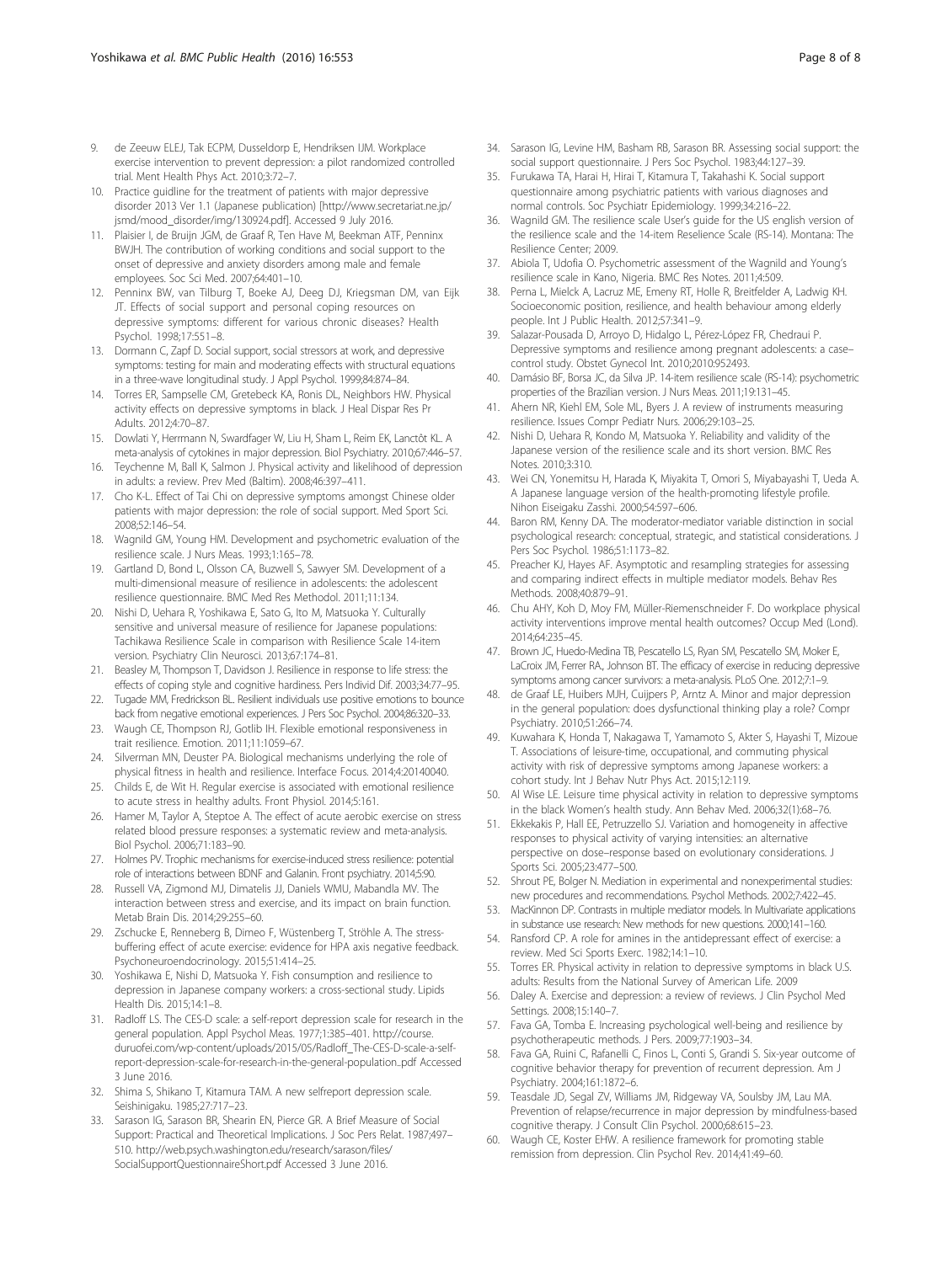9. de Zeeuw ELEJ, Tak ECPM, Dusseldorp E, Hendriksen IJM. Workplace exercise intervention to prevent depression: a pilot randomized controlled trial. Ment Health Phys Act. 2010;3:72–7.
10. Practice guidline for the treatment of patients with major depressive disorder 2013 Ver 1.1 (Japanese publication) [http://www.secretariat.ne.jp/jsmd/mood_disorder/img/130924.pdf]. Accessed 9 July 2016.
11. Plaisier I, de Bruijn JGM, de Graaf R, Ten Have M, Beekman ATF, Penninx BWJH. The contribution of working conditions and social support to the onset of depressive and anxiety disorders among male and female employees. Soc Sci Med. 2007;64:401–10.
12. Penninx BW, van Tilburg T, Boeke AJ, Deeg DJ, Kriegsman DM, van Eijk JT. Effects of social support and personal coping resources on depressive symptoms: different for various chronic diseases? Health Psychol. 1998;17:551–8.
13. Dormann C, Zapf D. Social support, social stressors at work, and depressive symptoms: testing for main and moderating effects with structural equations in a three-wave longitudinal study. J Appl Psychol. 1999;84:874–84.
14. Torres ER, Sampselle CM, Gretebeck KA, Ronis DL, Neighbors HW. Physical activity effects on depressive symptoms in black. J Heal Dispar Res Pr Adults. 2012;4:70–87.
15. Dowlati Y, Herrmann N, Swardfager W, Liu H, Sham L, Reim EK, Lanctôt KL. A meta-analysis of cytokines in major depression. Biol Psychiatry. 2010;67:446–57.
16. Teychenne M, Ball K, Salmon J. Physical activity and likelihood of depression in adults: a review. Prev Med (Baltim). 2008;46:397–411.
17. Cho K-L. Effect of Tai Chi on depressive symptoms amongst Chinese older patients with major depression: the role of social support. Med Sport Sci. 2008;52:146–54.
18. Wagnild GM, Young HM. Development and psychometric evaluation of the resilience scale. J Nurs Meas. 1993;1:165–78.
19. Gartland D, Bond L, Olsson CA, Buzwell S, Sawyer SM. Development of a multi-dimensional measure of resilience in adolescents: the adolescent resilience questionnaire. BMC Med Res Methodol. 2011;11:134.
20. Nishi D, Uehara R, Yoshikawa E, Sato G, Ito M, Matsuoka Y. Culturally sensitive and universal measure of resilience for Japanese populations: Tachikawa Resilience Scale in comparison with Resilience Scale 14-item version. Psychiatry Clin Neurosci. 2013;67:174–81.
21. Beasley M, Thompson T, Davidson J. Resilience in response to life stress: the effects of coping style and cognitive hardiness. Pers Individ Dif. 2003;34:77–95.
22. Tugade MM, Fredrickson BL. Resilient individuals use positive emotions to bounce back from negative emotional experiences. J Pers Soc Psychol. 2004;86:320–33.
23. Waugh CE, Thompson RJ, Gotlib IH. Flexible emotional responsiveness in trait resilience. Emotion. 2011;11:1059–67.
24. Silverman MN, Deuster PA. Biological mechanisms underlying the role of physical fitness in health and resilience. Interface Focus. 2014;4:20140040.
25. Childs E, de Wit H. Regular exercise is associated with emotional resilience to acute stress in healthy adults. Front Physiol. 2014;5:161.
26. Hamer M, Taylor A, Steptoe A. The effect of acute aerobic exercise on stress related blood pressure responses: a systematic review and meta-analysis. Biol Psychol. 2006;71:183–90.
27. Holmes PV. Trophic mechanisms for exercise-induced stress resilience: potential role of interactions between BDNF and Galanin. Front psychiatry. 2014;5:90.
28. Russell VA, Zigmond MJ, Dimatelis JJ, Daniels WMU, Mabandla MV. The interaction between stress and exercise, and its impact on brain function. Metab Brain Dis. 2014;29:255–60.
29. Zschucke E, Renneberg B, Dimeo F, Wüstenberg T, Ströhle A. The stress-buffering effect of acute exercise: evidence for HPA axis negative feedback. Psychoneuroendocrinology. 2015;51:414–25.
30. Yoshikawa E, Nishi D, Matsuoka Y. Fish consumption and resilience to depression in Japanese company workers: a cross-sectional study. Lipids Health Dis. 2015;14:1–8.
31. Radloff LS. The CES-D scale: a self-report depression scale for research in the general population. Appl Psychol Meas. 1977;1:385–401. http://course.duruofei.com/wp-content/uploads/2015/05/Radloff_The-CES-D-scale-a-self-report-depression-scale-for-research-in-the-general-population..pdf Accessed 3 June 2016.
32. Shima S, Shikano T, Kitamura TAM. A new selfreport depression scale. Seishinigaku. 1985;27:717–23.
33. Sarason IG, Sarason BR, Shearin EN, Pierce GR. A Brief Measure of Social Support: Practical and Theoretical Implications. J Soc Pers Relat. 1987;497–510. http://web.psych.washington.edu/research/sarason/files/SocialSupportQuestionnaireShort.pdf Accessed 3 June 2016.
34. Sarason IG, Levine HM, Basham RB, Sarason BR. Assessing social support: the social support questionnaire. J Pers Soc Psychol. 1983;44:127–39.
35. Furukawa TA, Harai H, Hirai T, Kitamura T, Takahashi K. Social support questionnaire among psychiatric patients with various diagnoses and normal controls. Soc Psychiatr Epidemiology. 1999;34:216–22.
36. Wagnild GM. The resilience scale User's guide for the US english version of the resilience scale and the 14-item Reselience Scale (RS-14). Montana: The Resilience Center; 2009.
37. Abiola T, Udofia O. Psychometric assessment of the Wagnild and Young's resilience scale in Kano, Nigeria. BMC Res Notes. 2011;4:509.
38. Perna L, Mielck A, Lacruz ME, Emeny RT, Holle R, Breitfelder A, Ladwig KH. Socioeconomic position, resilience, and health behaviour among elderly people. Int J Public Health. 2012;57:341–9.
39. Salazar-Pousada D, Arroyo D, Hidalgo L, Pérez-López FR, Chedraui P. Depressive symptoms and resilience among pregnant adolescents: a case–control study. Obstet Gynecol Int. 2010;2010:952493.
40. Damásio BF, Borsa JC, da Silva JP. 14-item resilience scale (RS-14): psychometric properties of the Brazilian version. J Nurs Meas. 2011;19:131–45.
41. Ahern NR, Kiehl EM, Sole ML, Byers J. A review of instruments measuring resilience. Issues Compr Pediatr Nurs. 2006;29:103–25.
42. Nishi D, Uehara R, Kondo M, Matsuoka Y. Reliability and validity of the Japanese version of the resilience scale and its short version. BMC Res Notes. 2010;3:310.
43. Wei CN, Yonemitsu H, Harada K, Miyakita T, Omori S, Miyabayashi T, Ueda A. A Japanese language version of the health-promoting lifestyle profile. Nihon Eiseigaku Zasshi. 2000;54:597–606.
44. Baron RM, Kenny DA. The moderator-mediator variable distinction in social psychological research: conceptual, strategic, and statistical considerations. J Pers Soc Psychol. 1986;51:1173–82.
45. Preacher KJ, Hayes AF. Asymptotic and resampling strategies for assessing and comparing indirect effects in multiple mediator models. Behav Res Methods. 2008;40:879–91.
46. Chu AHY, Koh D, Moy FM, Müller-Riemenschneider F. Do workplace physical activity interventions improve mental health outcomes? Occup Med (Lond). 2014;64:235–45.
47. Brown JC, Huedo-Medina TB, Pescatello LS, Ryan SM, Pescatello SM, Moker E, LaCroix JM, Ferrer RA., Johnson BT. The efficacy of exercise in reducing depressive symptoms among cancer survivors: a meta-analysis. PLoS One. 2012;7:1–9.
48. de Graaf LE, Huibers MJH, Cuijpers P, Arntz A. Minor and major depression in the general population: does dysfunctional thinking play a role? Compr Psychiatry. 2010;51:266–74.
49. Kuwahara K, Honda T, Nakagawa T, Yamamoto S, Akter S, Hayashi T, Mizoue T. Associations of leisure-time, occupational, and commuting physical activity with risk of depressive symptoms among Japanese workers: a cohort study. Int J Behav Nutr Phys Act. 2015;12:119.
50. Al Wise LE. Leisure time physical activity in relation to depressive symptoms in the black Women's health study. Ann Behav Med. 2006;32(1):68–76.
51. Ekkekakis P, Hall EE, Petruzzello SJ. Variation and homogeneity in affective responses to physical activity of varying intensities: an alternative perspective on dose–response based on evolutionary considerations. J Sports Sci. 2005;23:477–500.
52. Shrout PE, Bolger N. Mediation in experimental and nonexperimental studies: new procedures and recommendations. Psychol Methods. 2002;7:422–45.
53. MacKinnon DP. Contrasts in multiple mediator models. In Multivariate applications in substance use research: New methods for new questions. 2000;141–160.
54. Ransford CP. A role for amines in the antidepressant effect of exercise: a review. Med Sci Sports Exerc. 1982;14:1–10.
55. Torres ER. Physical activity in relation to depressive symptoms in black U.S. adults: Results from the National Survey of American Life. 2009
56. Daley A. Exercise and depression: a review of reviews. J Clin Psychol Med Settings. 2008;15:140–7.
57. Fava GA, Tomba E. Increasing psychological well-being and resilience by psychotherapeutic methods. J Pers. 2009;77:1903–34.
58. Fava GA, Ruini C, Rafanelli C, Finos L, Conti S, Grandi S. Six-year outcome of cognitive behavior therapy for prevention of recurrent depression. Am J Psychiatry. 2004;161:1872–6.
59. Teasdale JD, Segal ZV, Williams JM, Ridgeway VA, Soulsby JM, Lau MA. Prevention of relapse/recurrence in major depression by mindfulness-based cognitive therapy. J Consult Clin Psychol. 2000;68:615–23.
60. Waugh CE, Koster EHW. A resilience framework for promoting stable remission from depression. Clin Psychol Rev. 2014;41:49–60.